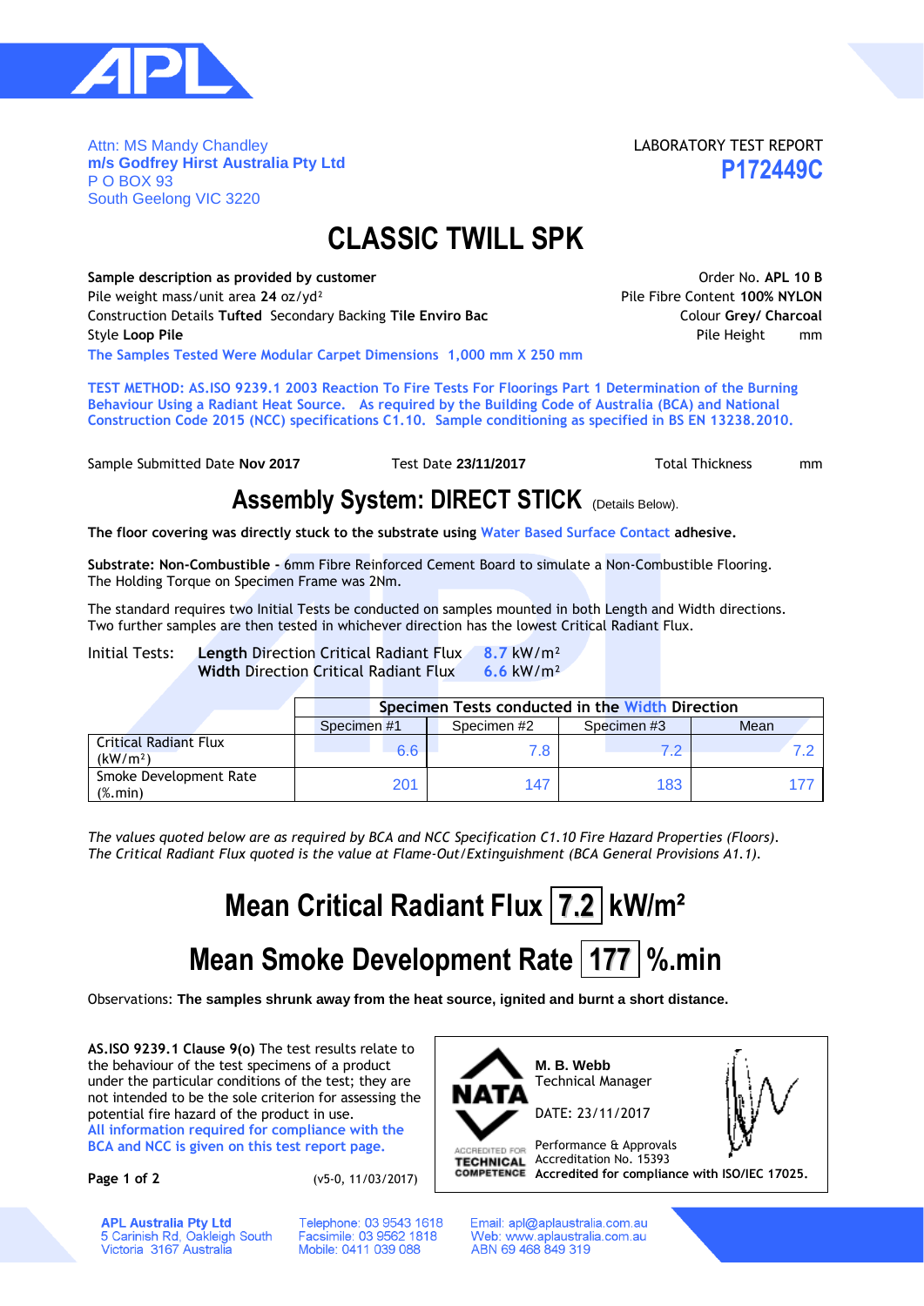Attn: MS Mandy Chandley
**m/s Godfrey Hirst Australia Pty Ltd**
P O BOX 93
South Geelong VIC 3220

LABORATORY TEST REPORT
**P172449C**

# CLASSIC TWILL SPK

**Sample description as provided by customer**
Pile weight mass/unit area **24** oz/yd²
Construction Details **Tufted** Secondary Backing **Tile Enviro Bac**
Style **Loop Pile**

Order No. **APL 10 B**
Pile Fibre Content **100% NYLON**
Colour **Grey/ Charcoal**
Pile Height mm

The Samples Tested Were Modular Carpet Dimensions 1,000 mm X 250 mm

TEST METHOD: AS.ISO 9239.1 2003 Reaction To Fire Tests For Floorings Part 1 Determination of the Burning Behaviour Using a Radiant Heat Source. As required by the Building Code of Australia (BCA) and National Construction Code 2015 (NCC) specifications C1.10. Sample conditioning as specified in BS EN 13238.2010.

Sample Submitted Date **Nov 2017** Test Date **23/11/2017** Total Thickness mm

## Assembly System: DIRECT STICK (Details Below).

**The floor covering was directly stuck to the substrate using Water Based Surface Contact adhesive.**

**Substrate: Non-Combustible -** 6mm Fibre Reinforced Cement Board to simulate a Non-Combustible Flooring.
The Holding Torque on Specimen Frame was 2Nm.

The standard requires two Initial Tests be conducted on samples mounted in both Length and Width directions.
Two further samples are then tested in whichever direction has the lowest Critical Radiant Flux.

Initial Tests: **Length** Direction Critical Radiant Flux 8.7 kW/m²
**Width** Direction Critical Radiant Flux 6.6 kW/m²

| | **Specimen Tests conducted in the Width Direction** | | | |
|---|---|---|---|---|
| | Specimen #1 | Specimen #2 | Specimen #3 | Mean |
| Critical Radiant Flux (kW/m²) | 6.6 | 7.8 | 7.2 | 7.2 |
| Smoke Development Rate (%.min) | 201 | 147 | 183 | 177 |

*The values quoted below are as required by BCA and NCC Specification C1.10 Fire Hazard Properties (Floors). The Critical Radiant Flux quoted is the value at Flame-Out/Extinguishment (BCA General Provisions A1.1).*

# Mean Critical Radiant Flux 7.2 kW/m²

# Mean Smoke Development Rate 177 %.min

Observations: **The samples shrunk away from the heat source, ignited and burnt a short distance.**

**AS.ISO 9239.1 Clause 9(o)** The test results relate to the behaviour of the test specimens of a product under the particular conditions of the test; they are not intended to be the sole criterion for assessing the potential fire hazard of the product in use.
All information required for compliance with the BCA and NCC is given on this test report page.

**M. B. Webb**
Technical Manager

DATE: 23/11/2017

Performance & Approvals
Accreditation No. 15393
**Accredited for compliance with ISO/IEC 17025.**

NATA — ACCREDITED FOR TECHNICAL COMPETENCE

(v5-0, 11/03/2017)

**APL Australia Pty Ltd**
5 Carinish Rd, Oakleigh South
Victoria 3167 Australia

Telephone: 03 9543 1618
Facsimile: 03 9562 1818
Mobile: 0411 039 088

Email: apl@aplaustralia.com.au
Web: www.aplaustralia.com.au
ABN 69 468 849 319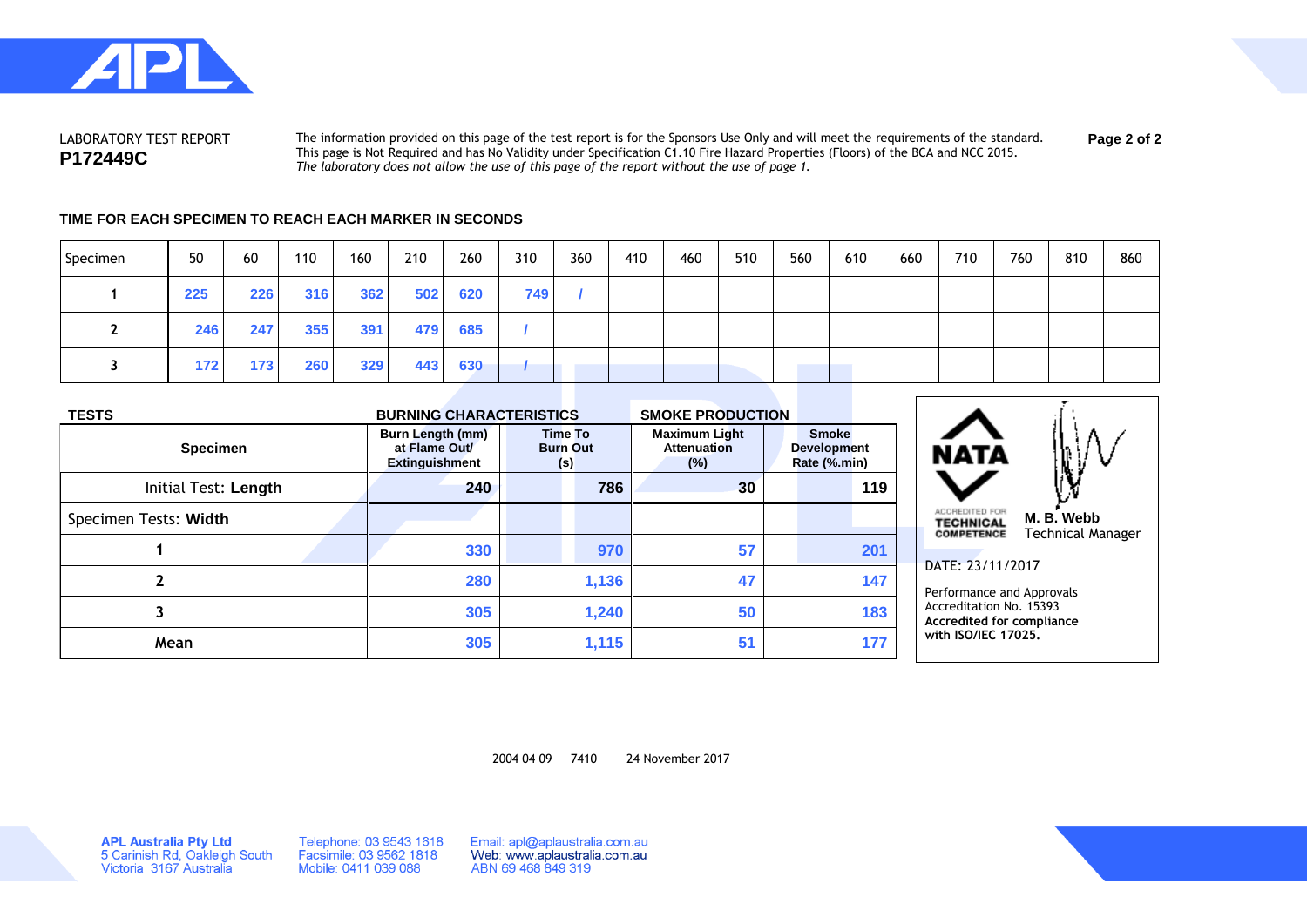LABORATORY TEST REPORT
**P172449C**

The information provided on this page of the test report is for the Sponsors Use Only and will meet the requirements of the standard.
This page is Not Required and has No Validity under Specification C1.10 Fire Hazard Properties (Floors) of the BCA and NCC 2015.
*The laboratory does not allow the use of this page of the report without the use of page 1.*

### TIME FOR EACH SPECIMEN TO REACH EACH MARKER IN SECONDS

| Specimen | 50 | 60 | 110 | 160 | 210 | 260 | 310 | 360 | 410 | 460 | 510 | 560 | 610 | 660 | 710 | 760 | 810 | 860 |
|---|---|---|---|---|---|---|---|---|---|---|---|---|---|---|---|---|---|---|
| 1 | 225 | 226 | 316 | 362 | 502 | 620 | 749 | / | | | | | | | | | | |
| 2 | 246 | 247 | 355 | 391 | 479 | 685 | / | | | | | | | | | | | |
| 3 | 172 | 173 | 260 | 329 | 443 | 630 | / | | | | | | | | | | | |

| TESTS | BURNING CHARACTERISTICS | | SMOKE PRODUCTION | |
|---|---|---|---|---|
| **Specimen** | **Burn Length (mm) at Flame Out/ Extinguishment** | **Time To Burn Out (s)** | **Maximum Light Attenuation (%)** | **Smoke Development Rate (%.min)** |
| Initial Test: **Length** | **240** | **786** | **30** | **119** |
| Specimen Tests: **Width** | | | | |
| **1** | 330 | 970 | 57 | 201 |
| **2** | 280 | 1,136 | 47 | 147 |
| **3** | 305 | 1,240 | 50 | 183 |
| **Mean** | 305 | 1,115 | 51 | 177 |

NATA
ACCREDITED FOR TECHNICAL COMPETENCE

**M. B. Webb**
Technical Manager

DATE: 23/11/2017

Performance and Approvals Accreditation No. 15393
**Accredited for compliance with ISO/IEC 17025.**

2004 04 09 7410 24 November 2017

**APL Australia Pty Ltd**
5 Carinish Rd, Oakleigh South
Victoria 3167 Australia

Telephone: 03 9543 1618
Facsimile: 03 9562 1818
Mobile: 0411 039 088

Email: apl@aplaustralia.com.au
Web: www.aplaustralia.com.au
ABN 69 468 849 319